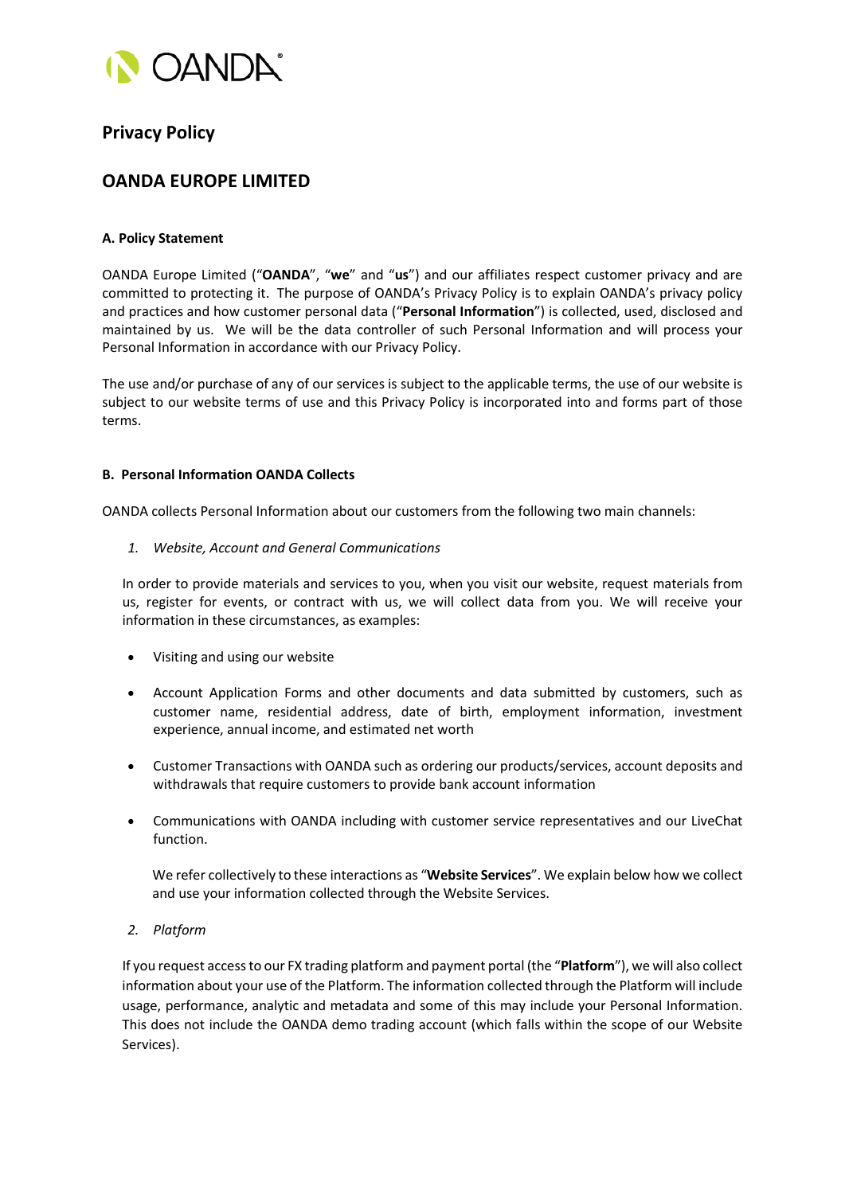# Privacy Policy

## OANDA EUROPE LIMITED

### A. Policy Statement

OANDA Europe Limited ("**OANDA**", "**we**" and "**us**") and our affiliates respect customer privacy and are committed to protecting it. The purpose of OANDA's Privacy Policy is to explain OANDA's privacy policy and practices and how customer personal data ("**Personal Information**") is collected, used, disclosed and maintained by us. We will be the data controller of such Personal Information and will process your Personal Information in accordance with our Privacy Policy.

The use and/or purchase of any of our services is subject to the applicable terms, the use of our website is subject to our website terms of use and this Privacy Policy is incorporated into and forms part of those terms.

### B. Personal Information OANDA Collects

OANDA collects Personal Information about our customers from the following two main channels:

1. *Website, Account and General Communications*

In order to provide materials and services to you, when you visit our website, request materials from us, register for events, or contract with us, we will collect data from you. We will receive your information in these circumstances, as examples:

- Visiting and using our website
- Account Application Forms and other documents and data submitted by customers, such as customer name, residential address, date of birth, employment information, investment experience, annual income, and estimated net worth
- Customer Transactions with OANDA such as ordering our products/services, account deposits and withdrawals that require customers to provide bank account information
- Communications with OANDA including with customer service representatives and our LiveChat function.

We refer collectively to these interactions as "**Website Services**". We explain below how we collect and use your information collected through the Website Services.

2. *Platform*

If you request access to our FX trading platform and payment portal (the "**Platform**"), we will also collect information about your use of the Platform. The information collected through the Platform will include usage, performance, analytic and metadata and some of this may include your Personal Information. This does not include the OANDA demo trading account (which falls within the scope of our Website Services).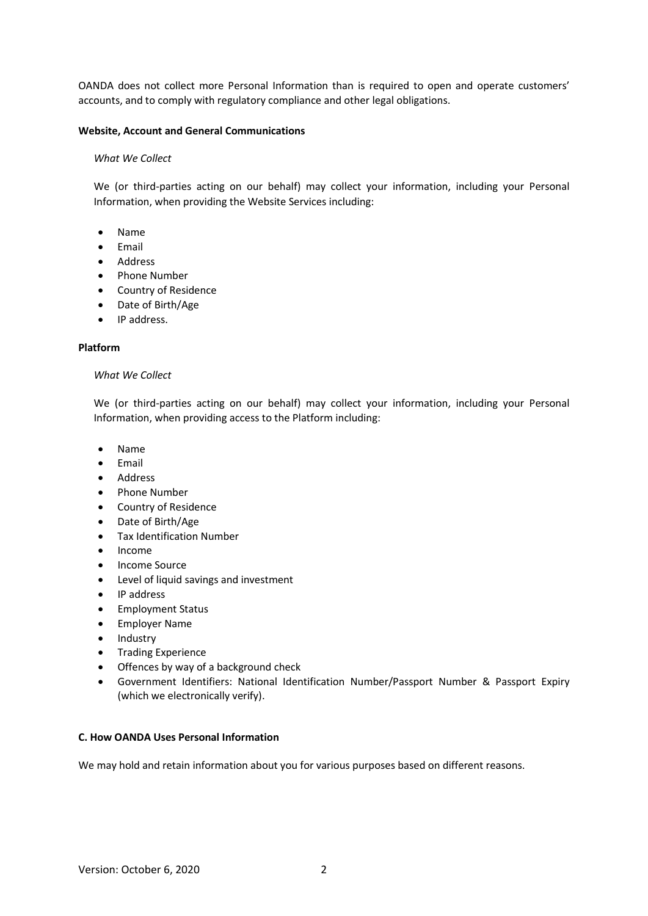OANDA does not collect more Personal Information than is required to open and operate customers' accounts, and to comply with regulatory compliance and other legal obligations.

**Website, Account and General Communications**

*What We Collect*

We (or third-parties acting on our behalf) may collect your information, including your Personal Information, when providing the Website Services including:

- Name
- Email
- Address
- Phone Number
- Country of Residence
- Date of Birth/Age
- IP address.

**Platform**

*What We Collect*

We (or third-parties acting on our behalf) may collect your information, including your Personal Information, when providing access to the Platform including:

- Name
- Email
- Address
- Phone Number
- Country of Residence
- Date of Birth/Age
- Tax Identification Number
- Income
- Income Source
- Level of liquid savings and investment
- IP address
- Employment Status
- Employer Name
- Industry
- Trading Experience
- Offences by way of a background check
- Government Identifiers: National Identification Number/Passport Number & Passport Expiry (which we electronically verify).

**C. How OANDA Uses Personal Information**

We may hold and retain information about you for various purposes based on different reasons.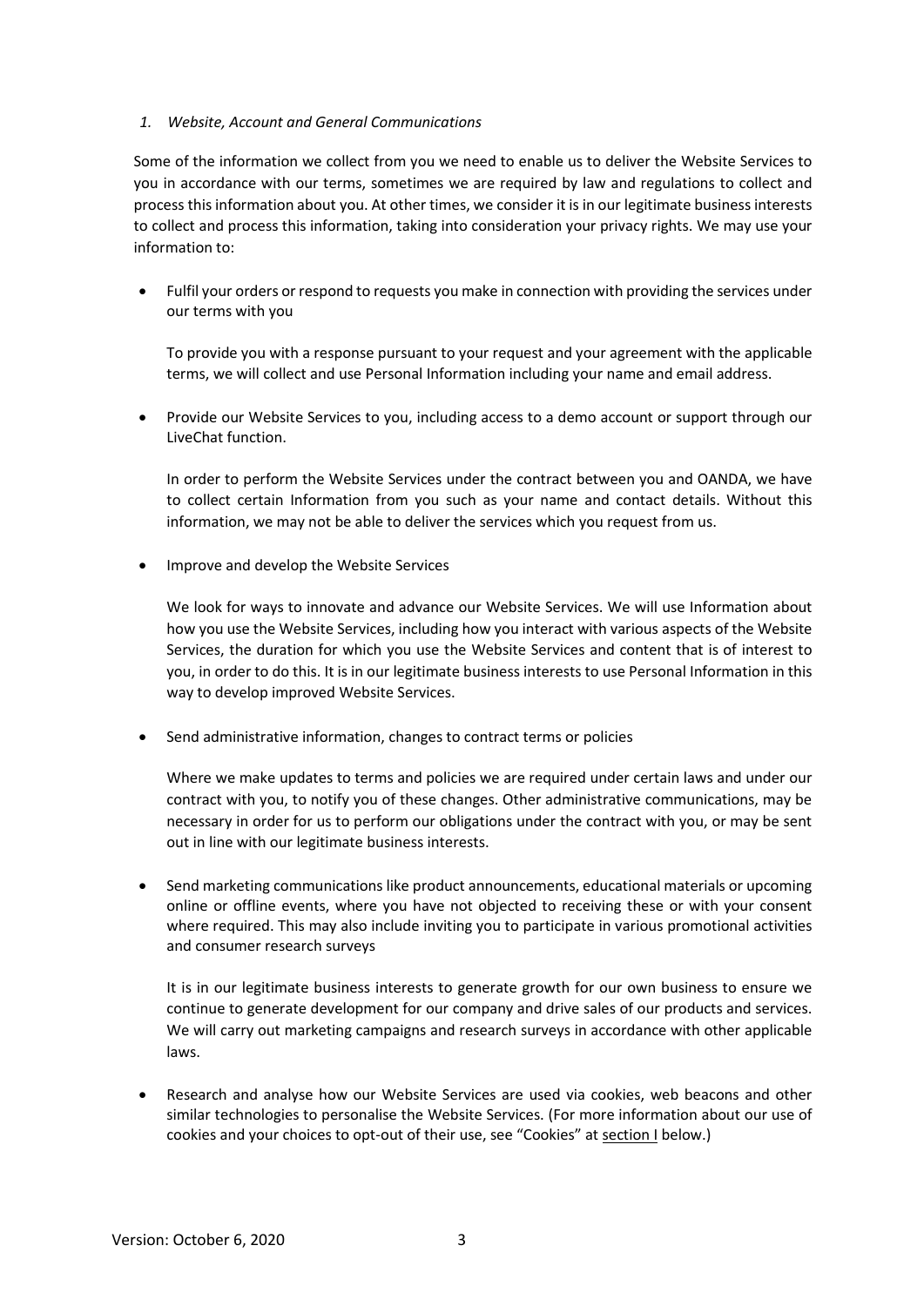*1. Website, Account and General Communications*

Some of the information we collect from you we need to enable us to deliver the Website Services to you in accordance with our terms, sometimes we are required by law and regulations to collect and process this information about you. At other times, we consider it is in our legitimate business interests to collect and process this information, taking into consideration your privacy rights. We may use your information to:

- Fulfil your orders or respond to requests you make in connection with providing the services under our terms with you

  To provide you with a response pursuant to your request and your agreement with the applicable terms, we will collect and use Personal Information including your name and email address.

- Provide our Website Services to you, including access to a demo account or support through our LiveChat function.

  In order to perform the Website Services under the contract between you and OANDA, we have to collect certain Information from you such as your name and contact details. Without this information, we may not be able to deliver the services which you request from us.

- Improve and develop the Website Services

  We look for ways to innovate and advance our Website Services. We will use Information about how you use the Website Services, including how you interact with various aspects of the Website Services, the duration for which you use the Website Services and content that is of interest to you, in order to do this. It is in our legitimate business interests to use Personal Information in this way to develop improved Website Services.

- Send administrative information, changes to contract terms or policies

  Where we make updates to terms and policies we are required under certain laws and under our contract with you, to notify you of these changes. Other administrative communications, may be necessary in order for us to perform our obligations under the contract with you, or may be sent out in line with our legitimate business interests.

- Send marketing communications like product announcements, educational materials or upcoming online or offline events, where you have not objected to receiving these or with your consent where required. This may also include inviting you to participate in various promotional activities and consumer research surveys

  It is in our legitimate business interests to generate growth for our own business to ensure we continue to generate development for our company and drive sales of our products and services. We will carry out marketing campaigns and research surveys in accordance with other applicable laws.

- Research and analyse how our Website Services are used via cookies, web beacons and other similar technologies to personalise the Website Services. (For more information about our use of cookies and your choices to opt-out of their use, see "Cookies" at section I below.)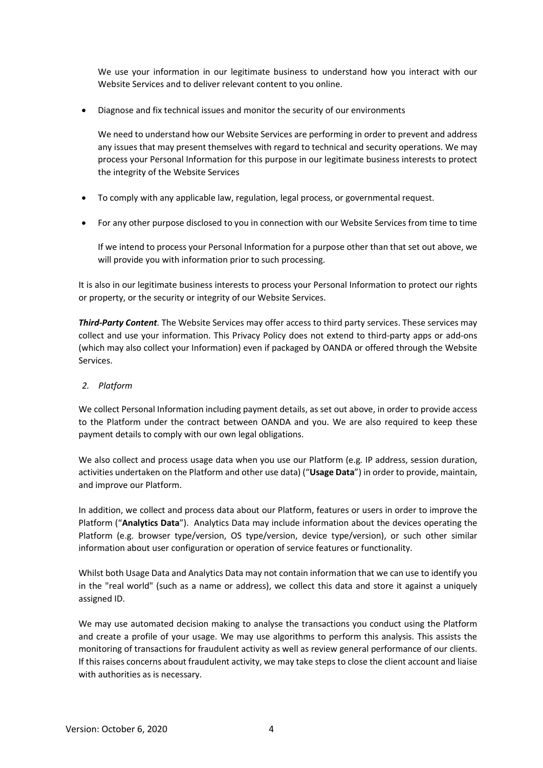We use your information in our legitimate business to understand how you interact with our Website Services and to deliver relevant content to you online.

- Diagnose and fix technical issues and monitor the security of our environments

  We need to understand how our Website Services are performing in order to prevent and address any issues that may present themselves with regard to technical and security operations. We may process your Personal Information for this purpose in our legitimate business interests to protect the integrity of the Website Services

- To comply with any applicable law, regulation, legal process, or governmental request.

- For any other purpose disclosed to you in connection with our Website Services from time to time

  If we intend to process your Personal Information for a purpose other than that set out above, we will provide you with information prior to such processing.

It is also in our legitimate business interests to process your Personal Information to protect our rights or property, or the security or integrity of our Website Services.

***Third-Party Content**.* The Website Services may offer access to third party services. These services may collect and use your information. This Privacy Policy does not extend to third-party apps or add-ons (which may also collect your Information) even if packaged by OANDA or offered through the Website Services.

*2. Platform*

We collect Personal Information including payment details, as set out above, in order to provide access to the Platform under the contract between OANDA and you. We are also required to keep these payment details to comply with our own legal obligations.

We also collect and process usage data when you use our Platform (e.g. IP address, session duration, activities undertaken on the Platform and other use data) ("**Usage Data**") in order to provide, maintain, and improve our Platform.

In addition, we collect and process data about our Platform, features or users in order to improve the Platform ("**Analytics Data**"). Analytics Data may include information about the devices operating the Platform (e.g. browser type/version, OS type/version, device type/version), or such other similar information about user configuration or operation of service features or functionality.

Whilst both Usage Data and Analytics Data may not contain information that we can use to identify you in the "real world" (such as a name or address), we collect this data and store it against a uniquely assigned ID.

We may use automated decision making to analyse the transactions you conduct using the Platform and create a profile of your usage. We may use algorithms to perform this analysis. This assists the monitoring of transactions for fraudulent activity as well as review general performance of our clients. If this raises concerns about fraudulent activity, we may take steps to close the client account and liaise with authorities as is necessary.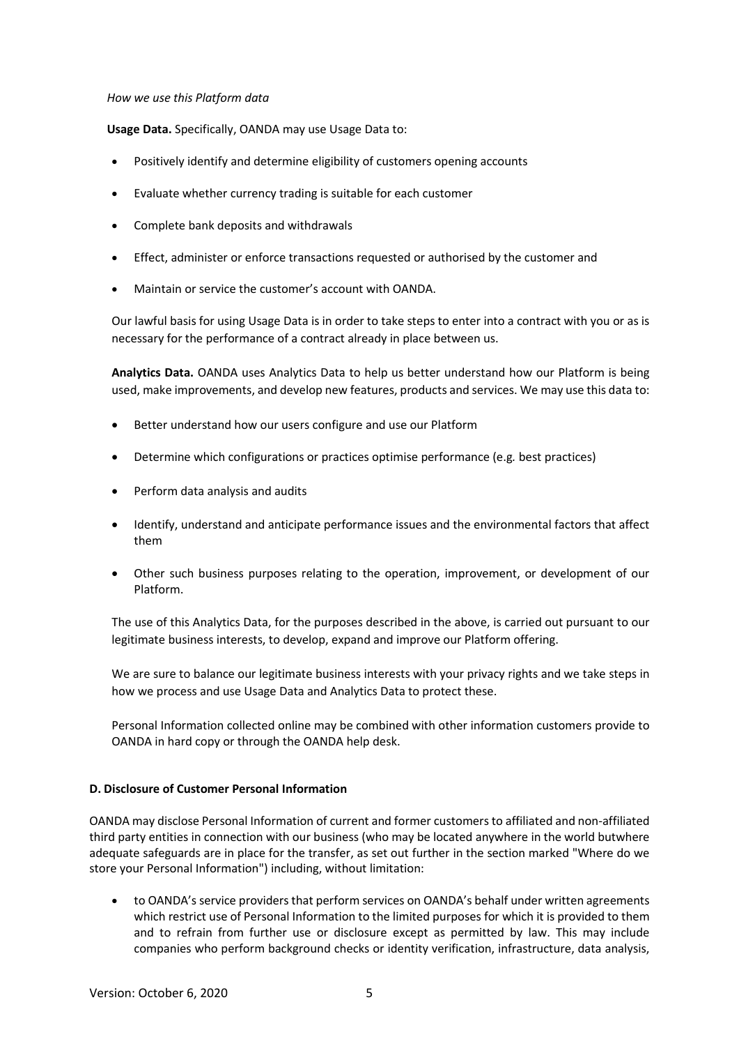*How we use this Platform data*

**Usage Data.** Specifically, OANDA may use Usage Data to:

- Positively identify and determine eligibility of customers opening accounts
- Evaluate whether currency trading is suitable for each customer
- Complete bank deposits and withdrawals
- Effect, administer or enforce transactions requested or authorised by the customer and
- Maintain or service the customer's account with OANDA.

Our lawful basis for using Usage Data is in order to take steps to enter into a contract with you or as is necessary for the performance of a contract already in place between us.

**Analytics Data.** OANDA uses Analytics Data to help us better understand how our Platform is being used, make improvements, and develop new features, products and services. We may use this data to:

- Better understand how our users configure and use our Platform
- Determine which configurations or practices optimise performance (e.g. best practices)
- Perform data analysis and audits
- Identify, understand and anticipate performance issues and the environmental factors that affect them
- Other such business purposes relating to the operation, improvement, or development of our Platform.

The use of this Analytics Data, for the purposes described in the above, is carried out pursuant to our legitimate business interests, to develop, expand and improve our Platform offering.

We are sure to balance our legitimate business interests with your privacy rights and we take steps in how we process and use Usage Data and Analytics Data to protect these.

Personal Information collected online may be combined with other information customers provide to OANDA in hard copy or through the OANDA help desk.

**D. Disclosure of Customer Personal Information**

OANDA may disclose Personal Information of current and former customers to affiliated and non-affiliated third party entities in connection with our business (who may be located anywhere in the world butwhere adequate safeguards are in place for the transfer, as set out further in the section marked "Where do we store your Personal Information") including, without limitation:

- to OANDA's service providers that perform services on OANDA's behalf under written agreements which restrict use of Personal Information to the limited purposes for which it is provided to them and to refrain from further use or disclosure except as permitted by law. This may include companies who perform background checks or identity verification, infrastructure, data analysis,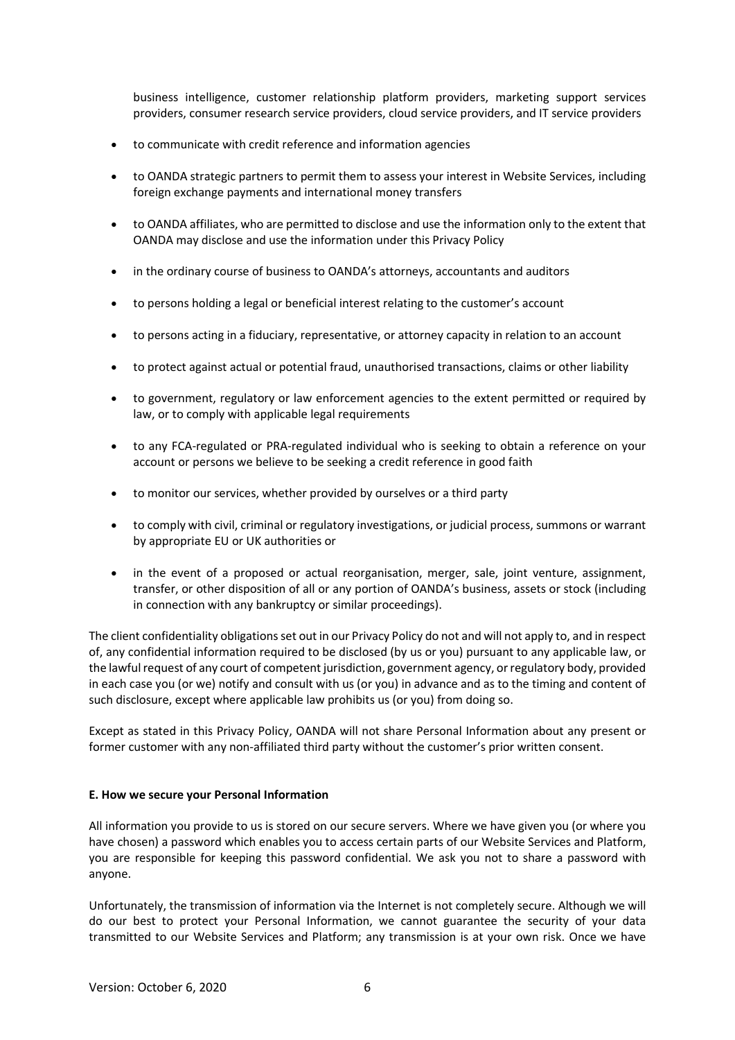business intelligence, customer relationship platform providers, marketing support services providers, consumer research service providers, cloud service providers, and IT service providers

- to communicate with credit reference and information agencies
- to OANDA strategic partners to permit them to assess your interest in Website Services, including foreign exchange payments and international money transfers
- to OANDA affiliates, who are permitted to disclose and use the information only to the extent that OANDA may disclose and use the information under this Privacy Policy
- in the ordinary course of business to OANDA's attorneys, accountants and auditors
- to persons holding a legal or beneficial interest relating to the customer's account
- to persons acting in a fiduciary, representative, or attorney capacity in relation to an account
- to protect against actual or potential fraud, unauthorised transactions, claims or other liability
- to government, regulatory or law enforcement agencies to the extent permitted or required by law, or to comply with applicable legal requirements
- to any FCA-regulated or PRA-regulated individual who is seeking to obtain a reference on your account or persons we believe to be seeking a credit reference in good faith
- to monitor our services, whether provided by ourselves or a third party
- to comply with civil, criminal or regulatory investigations, or judicial process, summons or warrant by appropriate EU or UK authorities or
- in the event of a proposed or actual reorganisation, merger, sale, joint venture, assignment, transfer, or other disposition of all or any portion of OANDA's business, assets or stock (including in connection with any bankruptcy or similar proceedings).

The client confidentiality obligations set out in our Privacy Policy do not and will not apply to, and in respect of, any confidential information required to be disclosed (by us or you) pursuant to any applicable law, or the lawful request of any court of competent jurisdiction, government agency, or regulatory body, provided in each case you (or we) notify and consult with us (or you) in advance and as to the timing and content of such disclosure, except where applicable law prohibits us (or you) from doing so.

Except as stated in this Privacy Policy, OANDA will not share Personal Information about any present or former customer with any non-affiliated third party without the customer's prior written consent.

**E. How we secure your Personal Information**

All information you provide to us is stored on our secure servers. Where we have given you (or where you have chosen) a password which enables you to access certain parts of our Website Services and Platform, you are responsible for keeping this password confidential. We ask you not to share a password with anyone.

Unfortunately, the transmission of information via the Internet is not completely secure. Although we will do our best to protect your Personal Information, we cannot guarantee the security of your data transmitted to our Website Services and Platform; any transmission is at your own risk. Once we have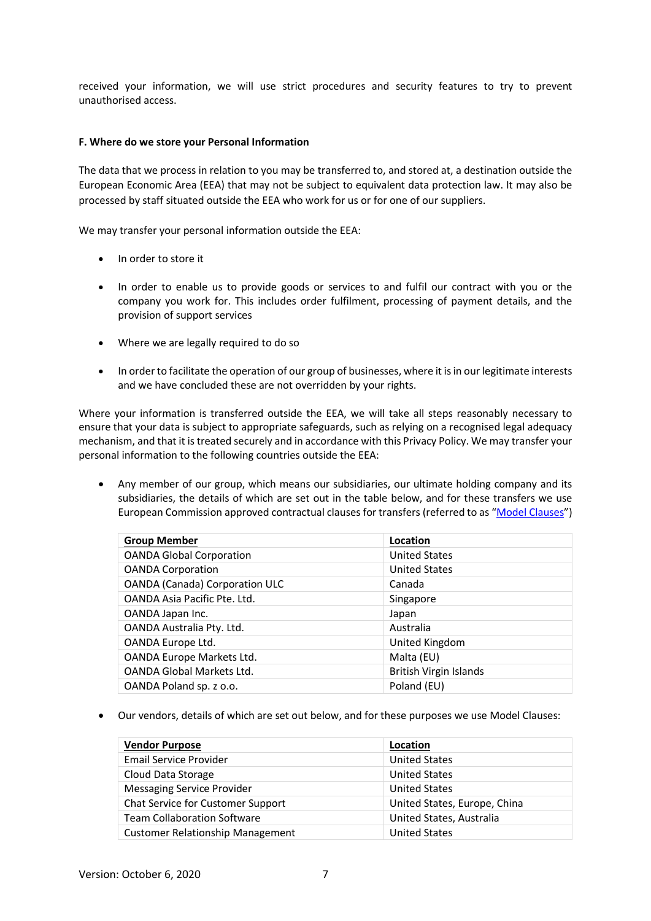received your information, we will use strict procedures and security features to try to prevent unauthorised access.

**F. Where do we store your Personal Information**

The data that we process in relation to you may be transferred to, and stored at, a destination outside the European Economic Area (EEA) that may not be subject to equivalent data protection law. It may also be processed by staff situated outside the EEA who work for us or for one of our suppliers.

We may transfer your personal information outside the EEA:

- In order to store it
- In order to enable us to provide goods or services to and fulfil our contract with you or the company you work for. This includes order fulfilment, processing of payment details, and the provision of support services
- Where we are legally required to do so
- In order to facilitate the operation of our group of businesses, where it is in our legitimate interests and we have concluded these are not overridden by your rights.

Where your information is transferred outside the EEA, we will take all steps reasonably necessary to ensure that your data is subject to appropriate safeguards, such as relying on a recognised legal adequacy mechanism, and that it is treated securely and in accordance with this Privacy Policy. We may transfer your personal information to the following countries outside the EEA:

- Any member of our group, which means our subsidiaries, our ultimate holding company and its subsidiaries, the details of which are set out in the table below, and for these transfers we use European Commission approved contractual clauses for transfers (referred to as "Model Clauses")

| Group Member | Location |
|---|---|
| OANDA Global Corporation | United States |
| OANDA Corporation | United States |
| OANDA (Canada) Corporation ULC | Canada |
| OANDA Asia Pacific Pte. Ltd. | Singapore |
| OANDA Japan Inc. | Japan |
| OANDA Australia Pty. Ltd. | Australia |
| OANDA Europe Ltd. | United Kingdom |
| OANDA Europe Markets Ltd. | Malta (EU) |
| OANDA Global Markets Ltd. | British Virgin Islands |
| OANDA Poland sp. z o.o. | Poland (EU) |

- Our vendors, details of which are set out below, and for these purposes we use Model Clauses:

| Vendor Purpose | Location |
|---|---|
| Email Service Provider | United States |
| Cloud Data Storage | United States |
| Messaging Service Provider | United States |
| Chat Service for Customer Support | United States, Europe, China |
| Team Collaboration Software | United States, Australia |
| Customer Relationship Management | United States |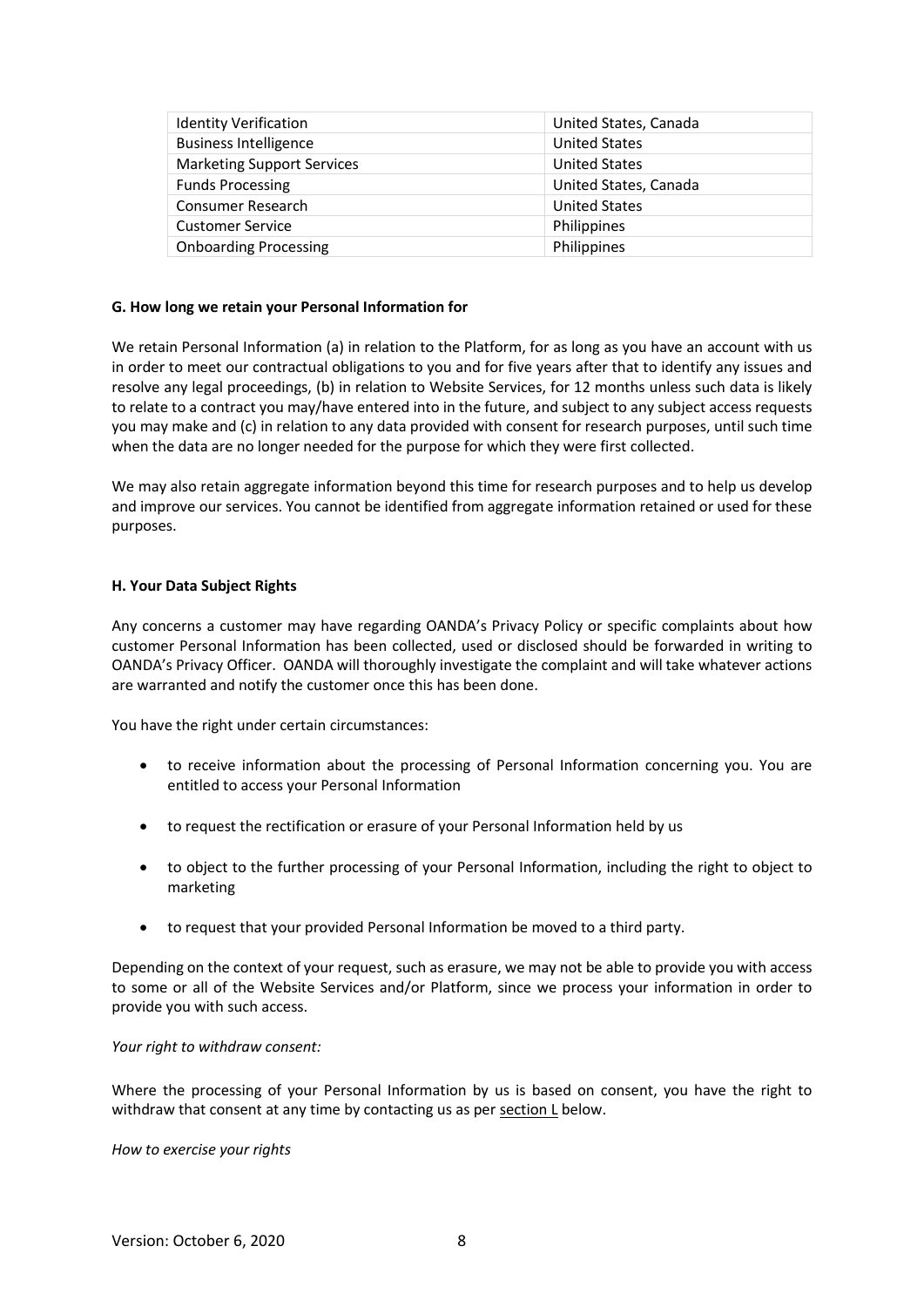| | |
|---|---|
| Identity Verification | United States, Canada |
| Business Intelligence | United States |
| Marketing Support Services | United States |
| Funds Processing | United States, Canada |
| Consumer Research | United States |
| Customer Service | Philippines |
| Onboarding Processing | Philippines |

**G. How long we retain your Personal Information for**

We retain Personal Information (a) in relation to the Platform, for as long as you have an account with us in order to meet our contractual obligations to you and for five years after that to identify any issues and resolve any legal proceedings, (b) in relation to Website Services, for 12 months unless such data is likely to relate to a contract you may/have entered into in the future, and subject to any subject access requests you may make and (c) in relation to any data provided with consent for research purposes, until such time when the data are no longer needed for the purpose for which they were first collected.

We may also retain aggregate information beyond this time for research purposes and to help us develop and improve our services. You cannot be identified from aggregate information retained or used for these purposes.

**H. Your Data Subject Rights**

Any concerns a customer may have regarding OANDA's Privacy Policy or specific complaints about how customer Personal Information has been collected, used or disclosed should be forwarded in writing to OANDA's Privacy Officer. OANDA will thoroughly investigate the complaint and will take whatever actions are warranted and notify the customer once this has been done.

You have the right under certain circumstances:

- to receive information about the processing of Personal Information concerning you. You are entitled to access your Personal Information
- to request the rectification or erasure of your Personal Information held by us
- to object to the further processing of your Personal Information, including the right to object to marketing
- to request that your provided Personal Information be moved to a third party.

Depending on the context of your request, such as erasure, we may not be able to provide you with access to some or all of the Website Services and/or Platform, since we process your information in order to provide you with such access.

*Your right to withdraw consent:*

Where the processing of your Personal Information by us is based on consent, you have the right to withdraw that consent at any time by contacting us as per section L below.

*How to exercise your rights*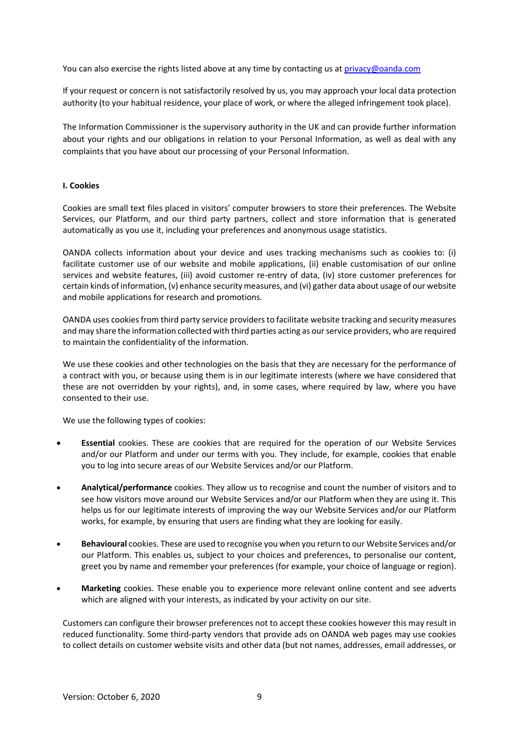You can also exercise the rights listed above at any time by contacting us at privacy@oanda.com

If your request or concern is not satisfactorily resolved by us, you may approach your local data protection authority (to your habitual residence, your place of work, or where the alleged infringement took place).

The Information Commissioner is the supervisory authority in the UK and can provide further information about your rights and our obligations in relation to your Personal Information, as well as deal with any complaints that you have about our processing of your Personal Information.

**I. Cookies**

Cookies are small text files placed in visitors' computer browsers to store their preferences. The Website Services, our Platform, and our third party partners, collect and store information that is generated automatically as you use it, including your preferences and anonymous usage statistics.

OANDA collects information about your device and uses tracking mechanisms such as cookies to: (i) facilitate customer use of our website and mobile applications, (ii) enable customisation of our online services and website features, (iii) avoid customer re-entry of data, (iv) store customer preferences for certain kinds of information, (v) enhance security measures, and (vi) gather data about usage of our website and mobile applications for research and promotions.

OANDA uses cookies from third party service providers to facilitate website tracking and security measures and may share the information collected with third parties acting as our service providers, who are required to maintain the confidentiality of the information.

We use these cookies and other technologies on the basis that they are necessary for the performance of a contract with you, or because using them is in our legitimate interests (where we have considered that these are not overridden by your rights), and, in some cases, where required by law, where you have consented to their use.

We use the following types of cookies:

- **Essential** cookies. These are cookies that are required for the operation of our Website Services and/or our Platform and under our terms with you. They include, for example, cookies that enable you to log into secure areas of our Website Services and/or our Platform.
- **Analytical/performance** cookies. They allow us to recognise and count the number of visitors and to see how visitors move around our Website Services and/or our Platform when they are using it. This helps us for our legitimate interests of improving the way our Website Services and/or our Platform works, for example, by ensuring that users are finding what they are looking for easily.
- **Behavioural** cookies. These are used to recognise you when you return to our Website Services and/or our Platform. This enables us, subject to your choices and preferences, to personalise our content, greet you by name and remember your preferences (for example, your choice of language or region).
- **Marketing** cookies. These enable you to experience more relevant online content and see adverts which are aligned with your interests, as indicated by your activity on our site.

Customers can configure their browser preferences not to accept these cookies however this may result in reduced functionality. Some third-party vendors that provide ads on OANDA web pages may use cookies to collect details on customer website visits and other data (but not names, addresses, email addresses, or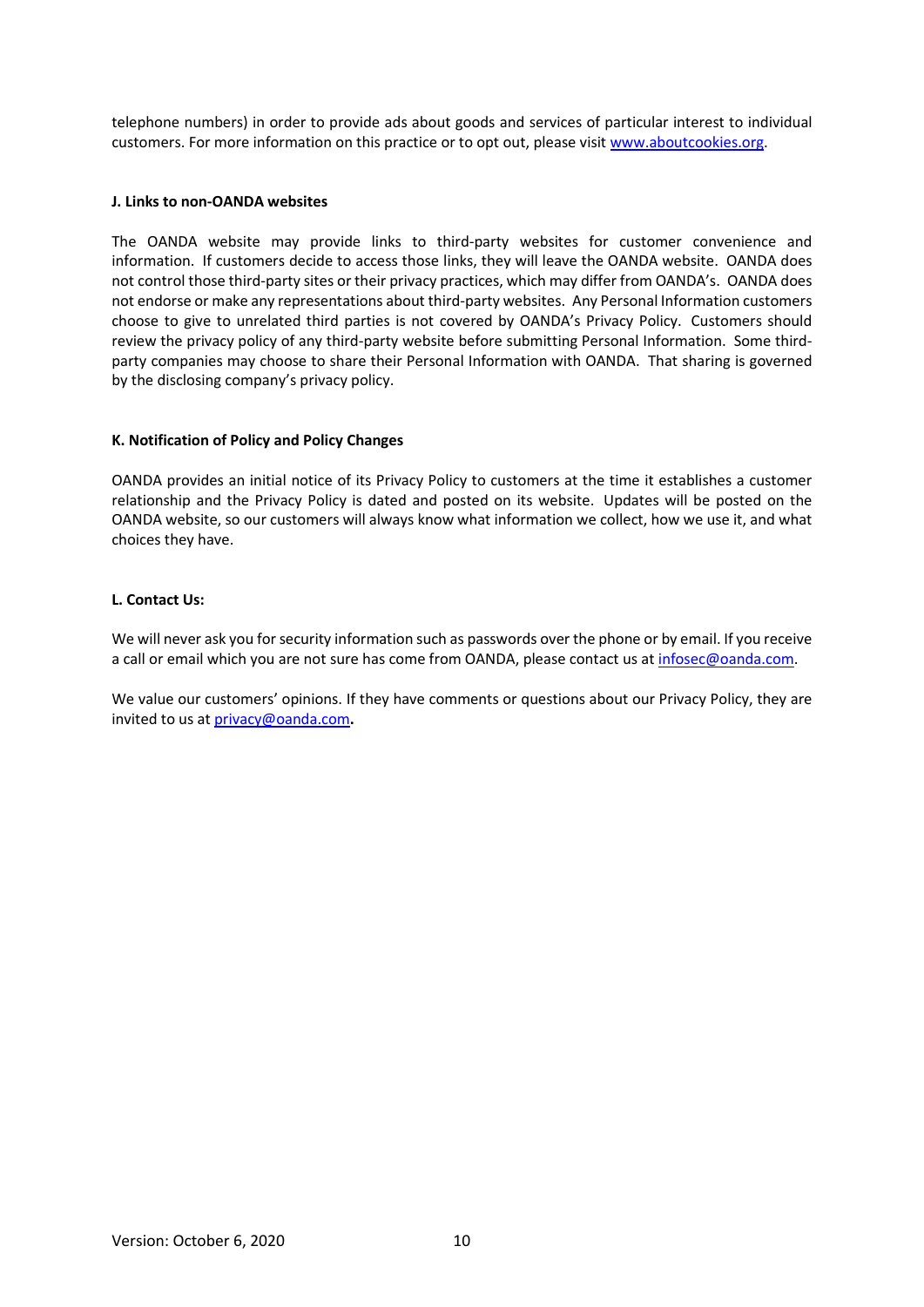telephone numbers) in order to provide ads about goods and services of particular interest to individual customers. For more information on this practice or to opt out, please visit [www.aboutcookies.org](http://www.aboutcookies.org).

**J. Links to non-OANDA websites**

The OANDA website may provide links to third-party websites for customer convenience and information. If customers decide to access those links, they will leave the OANDA website. OANDA does not control those third-party sites or their privacy practices, which may differ from OANDA's. OANDA does not endorse or make any representations about third-party websites. Any Personal Information customers choose to give to unrelated third parties is not covered by OANDA's Privacy Policy. Customers should review the privacy policy of any third-party website before submitting Personal Information. Some third-party companies may choose to share their Personal Information with OANDA. That sharing is governed by the disclosing company's privacy policy.

**K. Notification of Policy and Policy Changes**

OANDA provides an initial notice of its Privacy Policy to customers at the time it establishes a customer relationship and the Privacy Policy is dated and posted on its website. Updates will be posted on the OANDA website, so our customers will always know what information we collect, how we use it, and what choices they have.

**L. Contact Us:**

We will never ask you for security information such as passwords over the phone or by email. If you receive a call or email which you are not sure has come from OANDA, please contact us at [infosec@oanda.com](mailto:infosec@oanda.com).

We value our customers' opinions. If they have comments or questions about our Privacy Policy, they are invited to us at [privacy@oanda.com](mailto:privacy@oanda.com)**.**

Version: October 6, 2020